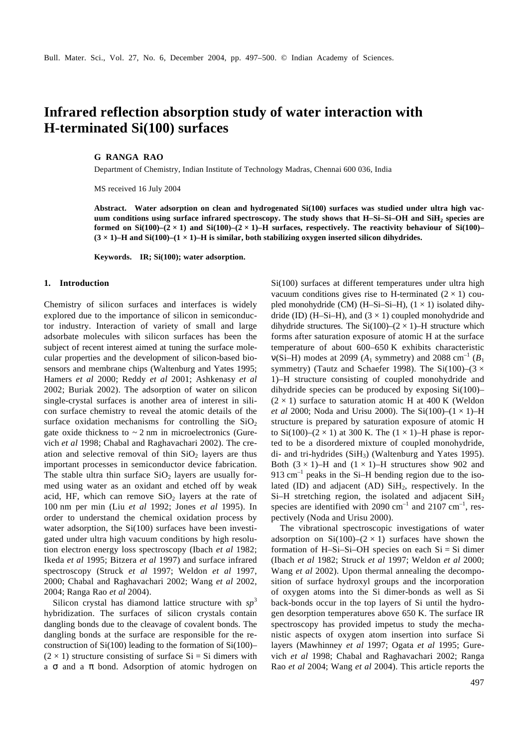# Infrared reflection absorption study of water interaction with H-terminated Si(100) surfaces

**G RANGA RAO**

Department of Chemistry, Indian Institute of Technology Madras, Chennai 600 036, India

MS received 16 July 2004

**Abstract. Water adsorption on clean and hydrogenated Si(100) surfaces was studied under ultra high vacuum conditions using surface infrared spectroscopy. The study shows that H–Si–Si–OH and $SiH_2$ species are formed on Si(100)–(2 × 1) and Si(100)–(2 × 1)–H surfaces, respectively. The reactivity behaviour of Si(100)–(3 × 1)–H and Si(100)–(1 × 1)–H is similar, both stabilizing oxygen inserted silicon dihydrides.**

**Keywords. IR; Si(100); water adsorption.**

## 1. Introduction

Chemistry of silicon surfaces and interfaces is widely explored due to the importance of silicon in semiconductor industry. Interaction of variety of small and large adsorbate molecules with silicon surfaces has been the subject of recent interest aimed at tuning the surface molecular properties and the development of silicon-based biosensors and membrane chips (Waltenburg and Yates 1995; Hamers *et al* 2000; Reddy *et al* 2001; Ashkenasy *et al* 2002; Buriak 2002). The adsorption of water on silicon single-crystal surfaces is another area of interest in silicon surface chemistry to reveal the atomic details of the surface oxidation mechanisms for controlling the $SiO_2$ gate oxide thickness to ~ 2 nm in microelectronics (Gurevich *et al* 1998; Chabal and Raghavachari 2002). The creation and selective removal of thin $SiO_2$ layers are thus important processes in semiconductor device fabrication. The stable ultra thin surface $SiO_2$ layers are usually formed using water as an oxidant and etched off by weak acid, HF, which can remove $SiO_2$ layers at the rate of 100 nm per min (Liu *et al* 1992; Jones *et al* 1995). In order to understand the chemical oxidation process by water adsorption, the Si(100) surfaces have been investigated under ultra high vacuum conditions by high resolution electron energy loss spectroscopy (Ibach *et al* 1982; Ikeda *et al* 1995; Bitzera *et al* 1997) and surface infrared spectroscopy (Struck *et al* 1997; Weldon *et al* 1997, 2000; Chabal and Raghavachari 2002; Wang *et al* 2002, 2004; Ranga Rao *et al* 2004).

Silicon crystal has diamond lattice structure with $sp^3$ hybridization. The surfaces of silicon crystals contain dangling bonds due to the cleavage of covalent bonds. The dangling bonds at the surface are responsible for the reconstruction of Si(100) leading to the formation of Si(100)–(2 × 1) structure consisting of surface Si = Si dimers with a $\sigma$ and a $\pi$ bond. Adsorption of atomic hydrogen on Si(100) surfaces at different temperatures under ultra high vacuum conditions gives rise to H-terminated (2 × 1) coupled monohydride (CM) (H–Si–Si–H), (1 × 1) isolated dihydride (ID) (H–Si–H), and (3 × 1) coupled monohydride and dihydride structures. The Si(100)–(2 × 1)–H structure which forms after saturation exposure of atomic H at the surface temperature of about 600–650 K exhibits characteristic $\nu$(Si–H) modes at 2099 ($A_1$ symmetry) and 2088 $cm^{-1}$ ($B_1$ symmetry) (Tautz and Schaefer 1998). The Si(100)–(3 × 1)–H structure consisting of coupled monohydride and dihydride species can be produced by exposing Si(100)–(2 × 1) surface to saturation atomic H at 400 K (Weldon *et al* 2000; Noda and Urisu 2000). The Si(100)–(1 × 1)–H structure is prepared by saturation exposure of atomic H to Si(100)–(2 × 1) at 300 K. The (1 × 1)–H phase is reported to be a disordered mixture of coupled monohydride, di- and tri-hydrides ($SiH_3$) (Waltenburg and Yates 1995). Both (3 × 1)–H and (1 × 1)–H structures show 902 and 913 $cm^{-1}$ peaks in the Si–H bending region due to the isolated (ID) and adjacent (AD) $SiH_2$, respectively. In the Si–H stretching region, the isolated and adjacent $SiH_2$ species are identified with 2090 $cm^{-1}$ and 2107 $cm^{-1}$, respectively (Noda and Urisu 2000).

The vibrational spectroscopic investigations of water adsorption on Si(100)–(2 × 1) surfaces have shown the formation of H–Si–Si–OH species on each Si = Si dimer (Ibach *et al* 1982; Struck *et al* 1997; Weldon *et al* 2000; Wang *et al* 2002). Upon thermal annealing the decomposition of surface hydroxyl groups and the incorporation of oxygen atoms into the Si dimer-bonds as well as Si back-bonds occur in the top layers of Si until the hydrogen desorption temperatures above 650 K. The surface IR spectroscopy has provided impetus to study the mechanistic aspects of oxygen atom insertion into surface Si layers (Mawhinney *et al* 1997; Ogata *et al* 1995; Gurevich *et al* 1998; Chabal and Raghavachari 2002; Ranga Rao *et al* 2004; Wang *et al* 2004). This article reports the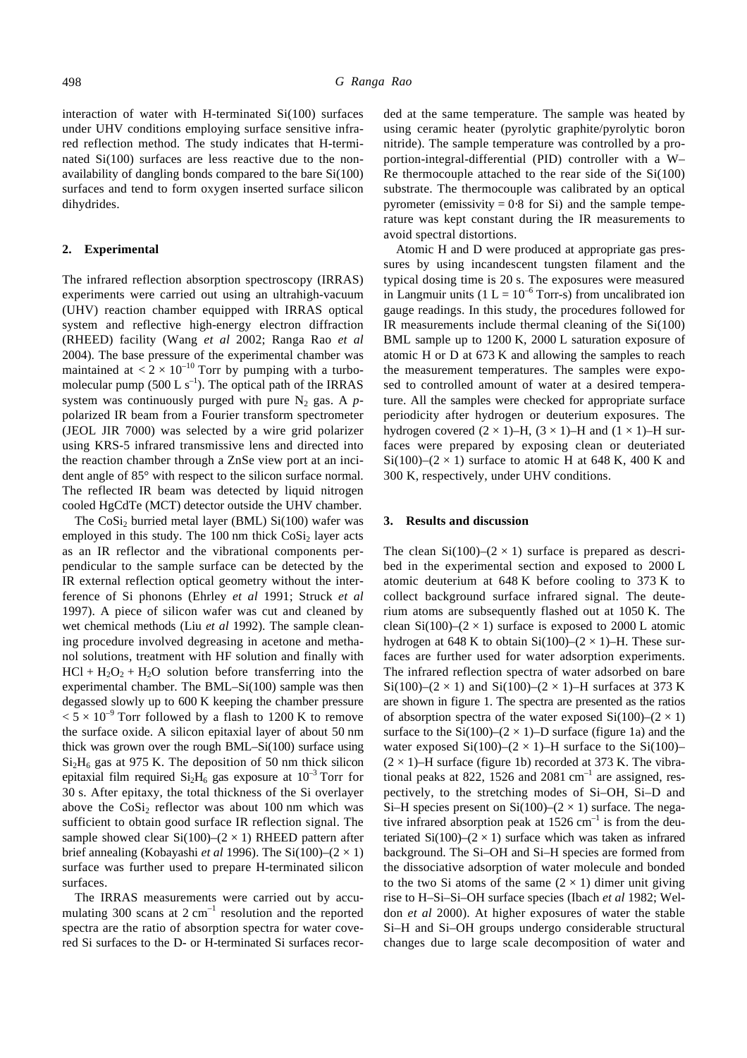interaction of water with H-terminated Si(100) surfaces under UHV conditions employing surface sensitive infrared reflection method. The study indicates that H-terminated Si(100) surfaces are less reactive due to the non-availability of dangling bonds compared to the bare Si(100) surfaces and tend to form oxygen inserted surface silicon dihydrides.

## 2. Experimental

The infrared reflection absorption spectroscopy (IRRAS) experiments were carried out using an ultrahigh-vacuum (UHV) reaction chamber equipped with IRRAS optical system and reflective high-energy electron diffraction (RHEED) facility (Wang *et al* 2002; Ranga Rao *et al* 2004). The base pressure of the experimental chamber was maintained at $< 2 \times 10^{-10}$ Torr by pumping with a turbomolecular pump (500 L $s^{-1}$). The optical path of the IRRAS system was continuously purged with pure $N_2$ gas. A *p*-polarized IR beam from a Fourier transform spectrometer (JEOL JIR 7000) was selected by a wire grid polarizer using KRS-5 infrared transmissive lens and directed into the reaction chamber through a ZnSe view port at an incident angle of 85° with respect to the silicon surface normal. The reflected IR beam was detected by liquid nitrogen cooled HgCdTe (MCT) detector outside the UHV chamber.

The $CoSi_2$ burried metal layer (BML) Si(100) wafer was employed in this study. The 100 nm thick $CoSi_2$ layer acts as an IR reflector and the vibrational components perpendicular to the sample surface can be detected by the IR external reflection optical geometry without the interference of Si phonons (Ehrley *et al* 1991; Struck *et al* 1997). A piece of silicon wafer was cut and cleaned by wet chemical methods (Liu *et al* 1992). The sample cleaning procedure involved degreasing in acetone and methanol solutions, treatment with HF solution and finally with $HCl + H_2O_2 + H_2O$ solution before transferring into the experimental chamber. The BML–Si(100) sample was then degassed slowly up to 600 K keeping the chamber pressure $< 5 \times 10^{-9}$ Torr followed by a flash to 1200 K to remove the surface oxide. A silicon epitaxial layer of about 50 nm thick was grown over the rough BML–Si(100) surface using $Si_2H_6$ gas at 975 K. The deposition of 50 nm thick silicon epitaxial film required $Si_2H_6$ gas exposure at $10^{-3}$ Torr for 30 s. After epitaxy, the total thickness of the Si overlayer above the $CoSi_2$ reflector was about 100 nm which was sufficient to obtain good surface IR reflection signal. The sample showed clear Si(100)–$(2 \times 1)$ RHEED pattern after brief annealing (Kobayashi *et al* 1996). The Si(100)–$(2 \times 1)$ surface was further used to prepare H-terminated silicon surfaces.

The IRRAS measurements were carried out by accumulating 300 scans at 2 $cm^{-1}$ resolution and the reported spectra are the ratio of absorption spectra for water covered Si surfaces to the D- or H-terminated Si surfaces recorded at the same temperature. The sample was heated by using ceramic heater (pyrolytic graphite/pyrolytic boron nitride). The sample temperature was controlled by a proportion-integral-differential (PID) controller with a W–Re thermocouple attached to the rear side of the Si(100) substrate. The thermocouple was calibrated by an optical pyrometer (emissivity = 0·8 for Si) and the sample temperature was kept constant during the IR measurements to avoid spectral distortions.

Atomic H and D were produced at appropriate gas pressures by using incandescent tungsten filament and the typical dosing time is 20 s. The exposures were measured in Langmuir units (1 L = $10^{-6}$ Torr-s) from uncalibrated ion gauge readings. In this study, the procedures followed for IR measurements include thermal cleaning of the Si(100) BML sample up to 1200 K, 2000 L saturation exposure of atomic H or D at 673 K and allowing the samples to reach the measurement temperatures. The samples were exposed to controlled amount of water at a desired temperature. All the samples were checked for appropriate surface periodicity after hydrogen or deuterium exposures. The hydrogen covered $(2 \times 1)$–H, $(3 \times 1)$–H and $(1 \times 1)$–H surfaces were prepared by exposing clean or deuteriated Si(100)–$(2 \times 1)$ surface to atomic H at 648 K, 400 K and 300 K, respectively, under UHV conditions.

## 3. Results and discussion

The clean Si(100)–$(2 \times 1)$ surface is prepared as described in the experimental section and exposed to 2000 L atomic deuterium at 648 K before cooling to 373 K to collect background surface infrared signal. The deuterium atoms are subsequently flashed out at 1050 K. The clean Si(100)–$(2 \times 1)$ surface is exposed to 2000 L atomic hydrogen at 648 K to obtain Si(100)–$(2 \times 1)$–H. These surfaces are further used for water adsorption experiments. The infrared reflection spectra of water adsorbed on bare Si(100)–$(2 \times 1)$ and Si(100)–$(2 \times 1)$–H surfaces at 373 K are shown in figure 1. The spectra are presented as the ratios of absorption spectra of the water exposed Si(100)–$(2 \times 1)$ surface to the Si(100)–$(2 \times 1)$–D surface (figure 1a) and the water exposed Si(100)–$(2 \times 1)$–H surface to the Si(100)–$(2 \times 1)$–H surface (figure 1b) recorded at 373 K. The vibrational peaks at 822, 1526 and 2081 $cm^{-1}$ are assigned, respectively, to the stretching modes of Si–OH, Si–D and Si–H species present on Si(100)–$(2 \times 1)$ surface. The negative infrared absorption peak at 1526 $cm^{-1}$ is from the deuteriated Si(100)–$(2 \times 1)$ surface which was taken as infrared background. The Si–OH and Si–H species are formed from the dissociative adsorption of water molecule and bonded to the two Si atoms of the same $(2 \times 1)$ dimer unit giving rise to H–Si–Si–OH surface species (Ibach *et al* 1982; Weldon *et al* 2000). At higher exposures of water the stable Si–H and Si–OH groups undergo considerable structural changes due to large scale decomposition of water and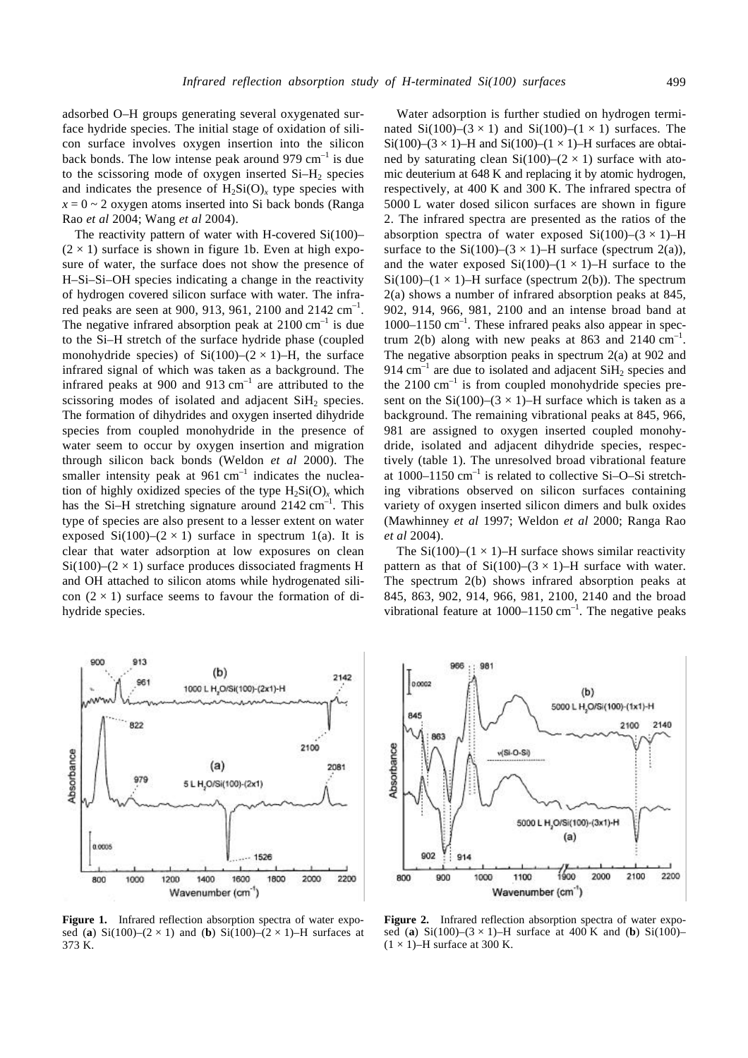adsorbed O–H groups generating several oxygenated surface hydride species. The initial stage of oxidation of silicon surface involves oxygen insertion into the silicon back bonds. The low intense peak around 979 $cm^{-1}$ is due to the scissoring mode of oxygen inserted $Si–H_2$ species and indicates the presence of $H_2Si(O)_x$ type species with $x = 0 \sim 2$ oxygen atoms inserted into Si back bonds (Ranga Rao *et al* 2004; Wang *et al* 2004).

The reactivity pattern of water with H-covered Si(100)–$(2 \times 1)$ surface is shown in figure 1b. Even at high exposure of water, the surface does not show the presence of H–Si–Si–OH species indicating a change in the reactivity of hydrogen covered silicon surface with water. The infrared peaks are seen at 900, 913, 961, 2100 and 2142 $cm^{-1}$. The negative infrared absorption peak at 2100 $cm^{-1}$ is due to the Si–H stretch of the surface hydride phase (coupled monohydride species) of Si(100)–$(2 \times 1)$–H, the surface infrared signal of which was taken as a background. The infrared peaks at 900 and 913 $cm^{-1}$ are attributed to the scissoring modes of isolated and adjacent $SiH_2$ species. The formation of dihydrides and oxygen inserted dihydride species from coupled monohydride in the presence of water seem to occur by oxygen insertion and migration through silicon back bonds (Weldon *et al* 2000). The smaller intensity peak at 961 $cm^{-1}$ indicates the nucleation of highly oxidized species of the type $H_2Si(O)_x$ which has the Si–H stretching signature around 2142 $cm^{-1}$. This type of species are also present to a lesser extent on water exposed Si(100)–$(2 \times 1)$ surface in spectrum 1(a). It is clear that water adsorption at low exposures on clean Si(100)–$(2 \times 1)$ surface produces dissociated fragments H and OH attached to silicon atoms while hydrogenated silicon $(2 \times 1)$ surface seems to favour the formation of dihydride species.

Water adsorption is further studied on hydrogen terminated Si(100)–$(3 \times 1)$ and Si(100)–$(1 \times 1)$ surfaces. The Si(100)–$(3 \times 1)$–H and Si(100)–$(1 \times 1)$–H surfaces are obtained by saturating clean Si(100)–$(2 \times 1)$ surface with atomic deuterium at 648 K and replacing it by atomic hydrogen, respectively, at 400 K and 300 K. The infrared spectra of 5000 L water dosed silicon surfaces are shown in figure 2. The infrared spectra are presented as the ratios of the absorption spectra of water exposed Si(100)–$(3 \times 1)$–H surface to the Si(100)–$(3 \times 1)$–H surface (spectrum 2(a)), and the water exposed Si(100)–$(1 \times 1)$–H surface to the Si(100)–$(1 \times 1)$–H surface (spectrum 2(b)). The spectrum 2(a) shows a number of infrared absorption peaks at 845, 902, 914, 966, 981, 2100 and an intense broad band at 1000–1150 $cm^{-1}$. These infrared peaks also appear in spectrum 2(b) along with new peaks at 863 and 2140 $cm^{-1}$. The negative absorption peaks in spectrum 2(a) at 902 and 914 $cm^{-1}$ are due to isolated and adjacent $SiH_2$ species and the 2100 $cm^{-1}$ is from coupled monohydride species present on the Si(100)–$(3 \times 1)$–H surface which is taken as a background. The remaining vibrational peaks at 845, 966, 981 are assigned to oxygen inserted coupled monohydride, isolated and adjacent dihydride species, respectively (table 1). The unresolved broad vibrational feature at 1000–1150 $cm^{-1}$ is related to collective Si–O–Si stretching vibrations observed on silicon surfaces containing variety of oxygen inserted silicon dimers and bulk oxides (Mawhinney *et al* 1997; Weldon *et al* 2000; Ranga Rao *et al* 2004).

The Si(100)–$(1 \times 1)$–H surface shows similar reactivity pattern as that of Si(100)–$(3 \times 1)$–H surface with water. The spectrum 2(b) shows infrared absorption peaks at 845, 863, 902, 914, 966, 981, 2100, 2140 and the broad vibrational feature at 1000–1150 $cm^{-1}$. The negative peaks

**Figure 1.** Infrared reflection absorption spectra of water exposed (**a**) Si(100)–$(2 \times 1)$ and (**b**) Si(100)–$(2 \times 1)$–H surfaces at 373 K.

**Figure 2.** Infrared reflection absorption spectra of water exposed (**a**) Si(100)–$(3 \times 1)$–H surface at 400 K and (**b**) Si(100)–$(1 \times 1)$–H surface at 300 K.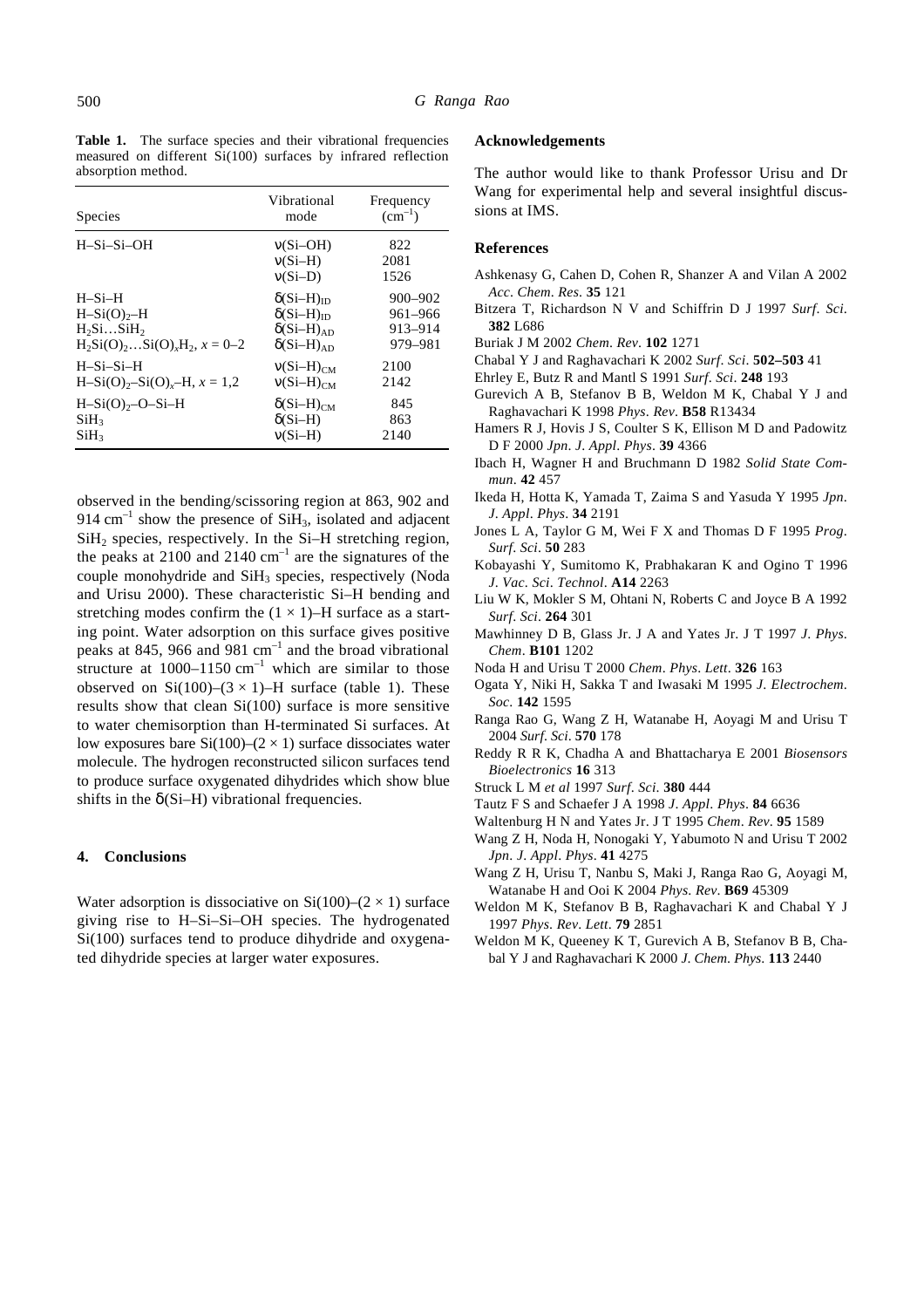**Table 1.** The surface species and their vibrational frequencies measured on different Si(100) surfaces by infrared reflection absorption method.

| Species | Vibrational mode | Frequency ($cm^{-1}$) |
|---|---|---|
| H–Si–Si–OH | $\nu$(Si–OH) | 822 |
| | $\nu$(Si–H) | 2081 |
| | $\nu$(Si–D) | 1526 |
| H–Si–H | $\delta(Si–H)_{ID}$ | 900–902 |
| $H–Si(O)_2–H$ | $\delta(Si–H)_{ID}$ | 961–966 |
| $H_2Si…SiH_2$ | $\delta(Si–H)_{AD}$ | 913–914 |
| $H_2Si(O)_2…Si(O)_xH_2$, $x = 0–2$ | $\delta(Si–H)_{AD}$ | 979–981 |
| H–Si–Si–H | $\nu(Si–H)_{CM}$ | 2100 |
| $H–Si(O)_2–Si(O)_x–H$, $x = 1,2$ | $\nu(Si–H)_{CM}$ | 2142 |
| $H–Si(O)_2–O–Si–H$ | $\delta(Si–H)_{CM}$ | 845 |
| $SiH_3$ | $\delta$(Si–H) | 863 |
| $SiH_3$ | $\nu$(Si–H) | 2140 |

observed in the bending/scissoring region at 863, 902 and 914 $cm^{-1}$ show the presence of $SiH_3$, isolated and adjacent $SiH_2$ species, respectively. In the Si–H stretching region, the peaks at 2100 and 2140 $cm^{-1}$ are the signatures of the couple monohydride and $SiH_3$ species, respectively (Noda and Urisu 2000). These characteristic Si–H bending and stretching modes confirm the $(1 \times 1)$–H surface as a starting point. Water adsorption on this surface gives positive peaks at 845, 966 and 981 $cm^{-1}$ and the broad vibrational structure at 1000–1150 $cm^{-1}$ which are similar to those observed on Si(100)–$(3 \times 1)$–H surface (table 1). These results show that clean Si(100) surface is more sensitive to water chemisorption than H-terminated Si surfaces. At low exposures bare Si(100)–$(2 \times 1)$ surface dissociates water molecule. The hydrogen reconstructed silicon surfaces tend to produce surface oxygenated dihydrides which show blue shifts in the $\delta$(Si–H) vibrational frequencies.

## 4. Conclusions

Water adsorption is dissociative on Si(100)–$(2 \times 1)$ surface giving rise to H–Si–Si–OH species. The hydrogenated Si(100) surfaces tend to produce dihydride and oxygenated dihydride species at larger water exposures.

## Acknowledgements

The author would like to thank Professor Urisu and Dr Wang for experimental help and several insightful discussions at IMS.

## References

Ashkenasy G, Cahen D, Cohen R, Shanzer A and Vilan A 2002 *Acc. Chem. Res.* **35** 121

Bitzera T, Richardson N V and Schiffrin D J 1997 *Surf. Sci.* **382** L686

Buriak J M 2002 *Chem. Rev.* **102** 1271

Chabal Y J and Raghavachari K 2002 *Surf. Sci.* **502–503** 41

Ehrley E, Butz R and Mantl S 1991 *Surf. Sci.* **248** 193

Gurevich A B, Stefanov B B, Weldon M K, Chabal Y J and Raghavachari K 1998 *Phys. Rev.* **B58** R13434

Hamers R J, Hovis J S, Coulter S K, Ellison M D and Padowitz D F 2000 *Jpn. J. Appl. Phys.* **39** 4366

Ibach H, Wagner H and Bruchmann D 1982 *Solid State Commun.* **42** 457

Ikeda H, Hotta K, Yamada T, Zaima S and Yasuda Y 1995 *Jpn. J. Appl. Phys.* **34** 2191

Jones L A, Taylor G M, Wei F X and Thomas D F 1995 *Prog. Surf. Sci.* **50** 283

Kobayashi Y, Sumitomo K, Prabhakaran K and Ogino T 1996 *J. Vac. Sci. Technol.* **A14** 2263

Liu W K, Mokler S M, Ohtani N, Roberts C and Joyce B A 1992 *Surf. Sci.* **264** 301

Mawhinney D B, Glass Jr. J A and Yates Jr. J T 1997 *J. Phys. Chem.* **B101** 1202

Noda H and Urisu T 2000 *Chem. Phys. Lett.* **326** 163

Ogata Y, Niki H, Sakka T and Iwasaki M 1995 *J. Electrochem. Soc.* **142** 1595

Ranga Rao G, Wang Z H, Watanabe H, Aoyagi M and Urisu T 2004 *Surf. Sci.* **570** 178

Reddy R R K, Chadha A and Bhattacharya E 2001 *Biosensors Bioelectronics* **16** 313

Struck L M *et al* 1997 *Surf. Sci.* **380** 444

Tautz F S and Schaefer J A 1998 *J. Appl. Phys.* **84** 6636

Waltenburg H N and Yates Jr. J T 1995 *Chem. Rev.* **95** 1589

Wang Z H, Noda H, Nonogaki Y, Yabumoto N and Urisu T 2002 *Jpn. J. Appl. Phys.* **41** 4275

Wang Z H, Urisu T, Nanbu S, Maki J, Ranga Rao G, Aoyagi M, Watanabe H and Ooi K 2004 *Phys. Rev.* **B69** 45309

Weldon M K, Stefanov B B, Raghavachari K and Chabal Y J 1997 *Phys. Rev. Lett.* **79** 2851

Weldon M K, Queeney K T, Gurevich A B, Stefanov B B, Chabal Y J and Raghavachari K 2000 *J. Chem. Phys.* **113** 2440